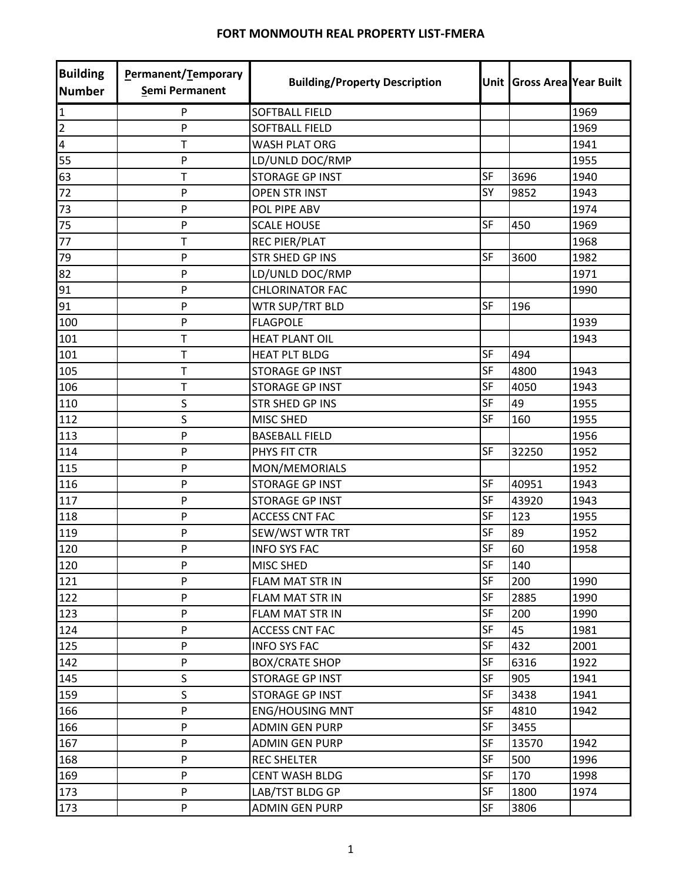# FORT MONMOUTH REAL PROPERTY LIST-FMERA

| Building Number | Permanent/Temporary Semi Permanent | Building/Property Description | Unit | Gross Area | Year Built |
|---|---|---|---|---|---|
| 1 | P | SOFTBALL FIELD | | | 1969 |
| 2 | P | SOFTBALL FIELD | | | 1969 |
| 4 | T | WASH PLAT ORG | | | 1941 |
| 55 | P | LD/UNLD DOC/RMP | | | 1955 |
| 63 | T | STORAGE GP INST | SF | 3696 | 1940 |
| 72 | P | OPEN STR INST | SY | 9852 | 1943 |
| 73 | P | POL PIPE ABV | | | 1974 |
| 75 | P | SCALE HOUSE | SF | 450 | 1969 |
| 77 | T | REC PIER/PLAT | | | 1968 |
| 79 | P | STR SHED GP INS | SF | 3600 | 1982 |
| 82 | P | LD/UNLD DOC/RMP | | | 1971 |
| 91 | P | CHLORINATOR FAC | | | 1990 |
| 91 | P | WTR SUP/TRT BLD | SF | 196 | |
| 100 | P | FLAGPOLE | | | 1939 |
| 101 | T | HEAT PLANT OIL | | | 1943 |
| 101 | T | HEAT PLT BLDG | SF | 494 | |
| 105 | T | STORAGE GP INST | SF | 4800 | 1943 |
| 106 | T | STORAGE GP INST | SF | 4050 | 1943 |
| 110 | S | STR SHED GP INS | SF | 49 | 1955 |
| 112 | S | MISC SHED | SF | 160 | 1955 |
| 113 | P | BASEBALL FIELD | | | 1956 |
| 114 | P | PHYS FIT CTR | SF | 32250 | 1952 |
| 115 | P | MON/MEMORIALS | | | 1952 |
| 116 | P | STORAGE GP INST | SF | 40951 | 1943 |
| 117 | P | STORAGE GP INST | SF | 43920 | 1943 |
| 118 | P | ACCESS CNT FAC | SF | 123 | 1955 |
| 119 | P | SEW/WST WTR TRT | SF | 89 | 1952 |
| 120 | P | INFO SYS FAC | SF | 60 | 1958 |
| 120 | P | MISC SHED | SF | 140 | |
| 121 | P | FLAM MAT STR IN | SF | 200 | 1990 |
| 122 | P | FLAM MAT STR IN | SF | 2885 | 1990 |
| 123 | P | FLAM MAT STR IN | SF | 200 | 1990 |
| 124 | P | ACCESS CNT FAC | SF | 45 | 1981 |
| 125 | P | INFO SYS FAC | SF | 432 | 2001 |
| 142 | P | BOX/CRATE SHOP | SF | 6316 | 1922 |
| 145 | S | STORAGE GP INST | SF | 905 | 1941 |
| 159 | S | STORAGE GP INST | SF | 3438 | 1941 |
| 166 | P | ENG/HOUSING MNT | SF | 4810 | 1942 |
| 166 | P | ADMIN GEN PURP | SF | 3455 | |
| 167 | P | ADMIN GEN PURP | SF | 13570 | 1942 |
| 168 | P | REC SHELTER | SF | 500 | 1996 |
| 169 | P | CENT WASH BLDG | SF | 170 | 1998 |
| 173 | P | LAB/TST BLDG GP | SF | 1800 | 1974 |
| 173 | P | ADMIN GEN PURP | SF | 3806 | |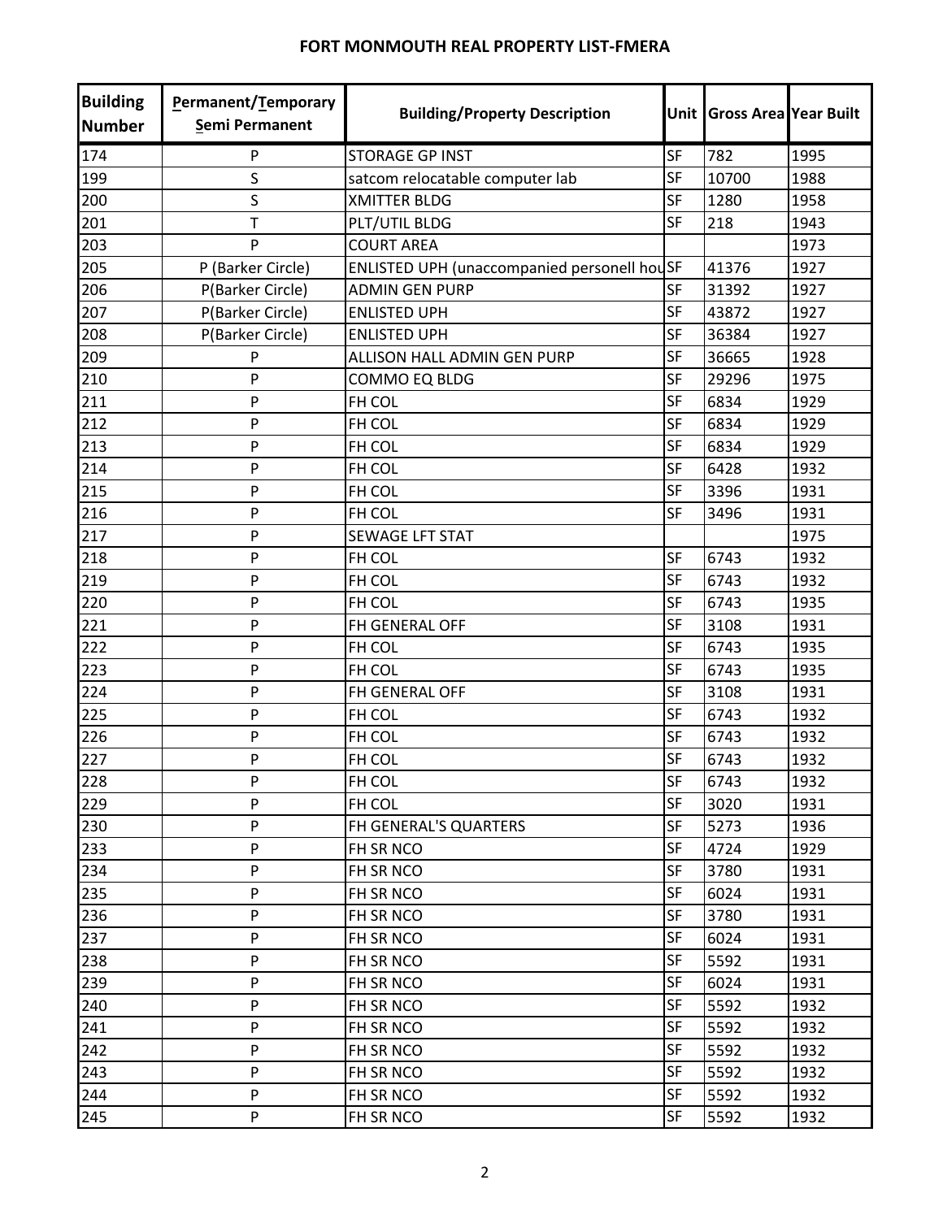# FORT MONMOUTH REAL PROPERTY LIST-FMERA

| Building Number | Permanent/Temporary Semi Permanent | Building/Property Description | Unit | Gross Area | Year Built |
|---|---|---|---|---|---|
| 174 | P | STORAGE GP INST | SF | 782 | 1995 |
| 199 | S | satcom relocatable computer lab | SF | 10700 | 1988 |
| 200 | S | XMITTER BLDG | SF | 1280 | 1958 |
| 201 | T | PLT/UTIL BLDG | SF | 218 | 1943 |
| 203 | P | COURT AREA | | | 1973 |
| 205 | P (Barker Circle) | ENLISTED UPH (unaccompanied personell hou | SF | 41376 | 1927 |
| 206 | P(Barker Circle) | ADMIN GEN PURP | SF | 31392 | 1927 |
| 207 | P(Barker Circle) | ENLISTED UPH | SF | 43872 | 1927 |
| 208 | P(Barker Circle) | ENLISTED UPH | SF | 36384 | 1927 |
| 209 | P | ALLISON HALL ADMIN GEN PURP | SF | 36665 | 1928 |
| 210 | P | COMMO EQ BLDG | SF | 29296 | 1975 |
| 211 | P | FH COL | SF | 6834 | 1929 |
| 212 | P | FH COL | SF | 6834 | 1929 |
| 213 | P | FH COL | SF | 6834 | 1929 |
| 214 | P | FH COL | SF | 6428 | 1932 |
| 215 | P | FH COL | SF | 3396 | 1931 |
| 216 | P | FH COL | SF | 3496 | 1931 |
| 217 | P | SEWAGE LFT STAT | | | 1975 |
| 218 | P | FH COL | SF | 6743 | 1932 |
| 219 | P | FH COL | SF | 6743 | 1932 |
| 220 | P | FH COL | SF | 6743 | 1935 |
| 221 | P | FH GENERAL OFF | SF | 3108 | 1931 |
| 222 | P | FH COL | SF | 6743 | 1935 |
| 223 | P | FH COL | SF | 6743 | 1935 |
| 224 | P | FH GENERAL OFF | SF | 3108 | 1931 |
| 225 | P | FH COL | SF | 6743 | 1932 |
| 226 | P | FH COL | SF | 6743 | 1932 |
| 227 | P | FH COL | SF | 6743 | 1932 |
| 228 | P | FH COL | SF | 6743 | 1932 |
| 229 | P | FH COL | SF | 3020 | 1931 |
| 230 | P | FH GENERAL'S QUARTERS | SF | 5273 | 1936 |
| 233 | P | FH SR NCO | SF | 4724 | 1929 |
| 234 | P | FH SR NCO | SF | 3780 | 1931 |
| 235 | P | FH SR NCO | SF | 6024 | 1931 |
| 236 | P | FH SR NCO | SF | 3780 | 1931 |
| 237 | P | FH SR NCO | SF | 6024 | 1931 |
| 238 | P | FH SR NCO | SF | 5592 | 1931 |
| 239 | P | FH SR NCO | SF | 6024 | 1931 |
| 240 | P | FH SR NCO | SF | 5592 | 1932 |
| 241 | P | FH SR NCO | SF | 5592 | 1932 |
| 242 | P | FH SR NCO | SF | 5592 | 1932 |
| 243 | P | FH SR NCO | SF | 5592 | 1932 |
| 244 | P | FH SR NCO | SF | 5592 | 1932 |
| 245 | P | FH SR NCO | SF | 5592 | 1932 |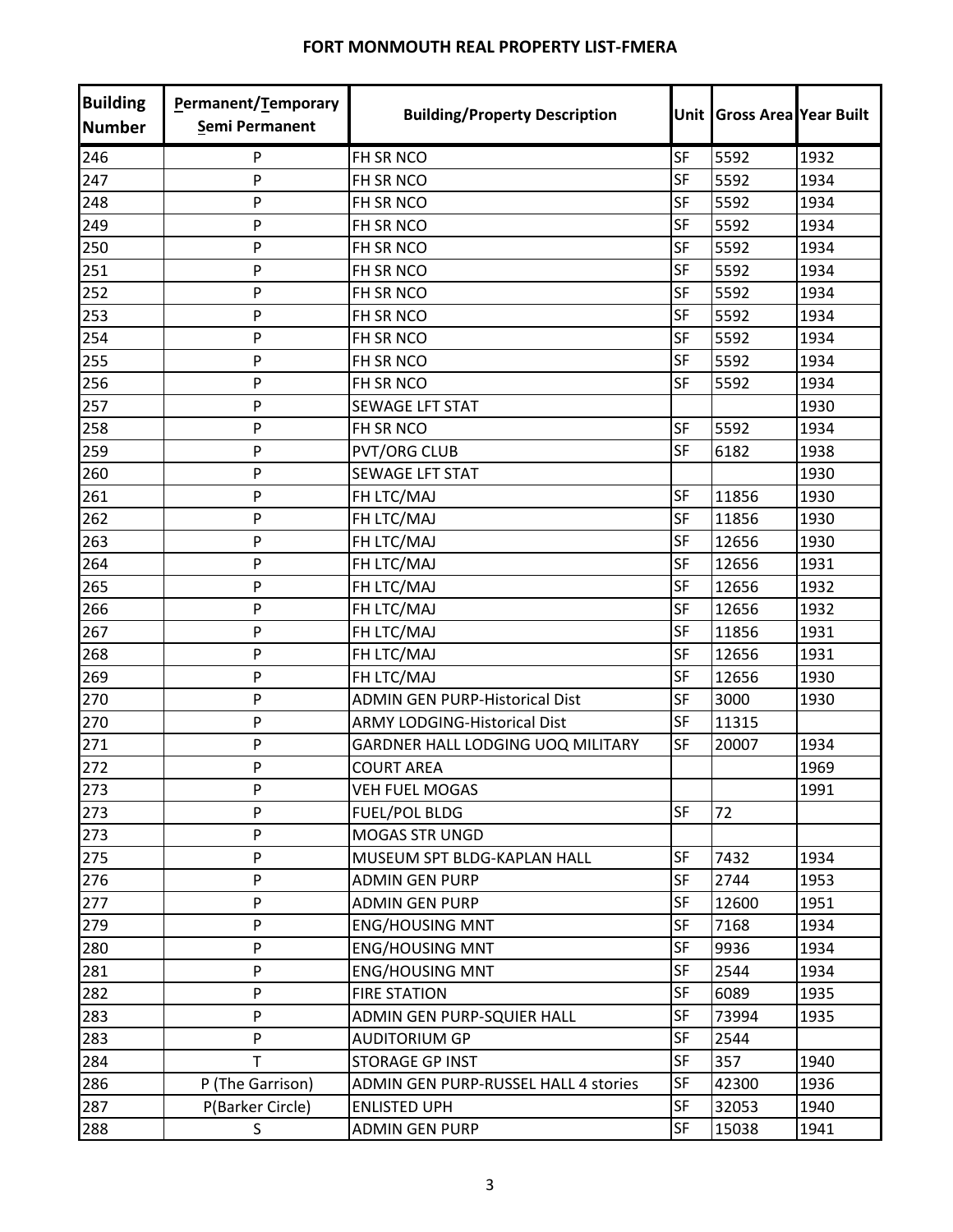## FORT MONMOUTH REAL PROPERTY LIST-FMERA

| Building Number | Permanent/Temporary Semi Permanent | Building/Property Description | Unit | Gross Area | Year Built |
|---|---|---|---|---|---|
| 246 | P | FH SR NCO | SF | 5592 | 1932 |
| 247 | P | FH SR NCO | SF | 5592 | 1934 |
| 248 | P | FH SR NCO | SF | 5592 | 1934 |
| 249 | P | FH SR NCO | SF | 5592 | 1934 |
| 250 | P | FH SR NCO | SF | 5592 | 1934 |
| 251 | P | FH SR NCO | SF | 5592 | 1934 |
| 252 | P | FH SR NCO | SF | 5592 | 1934 |
| 253 | P | FH SR NCO | SF | 5592 | 1934 |
| 254 | P | FH SR NCO | SF | 5592 | 1934 |
| 255 | P | FH SR NCO | SF | 5592 | 1934 |
| 256 | P | FH SR NCO | SF | 5592 | 1934 |
| 257 | P | SEWAGE LFT STAT | | | 1930 |
| 258 | P | FH SR NCO | SF | 5592 | 1934 |
| 259 | P | PVT/ORG CLUB | SF | 6182 | 1938 |
| 260 | P | SEWAGE LFT STAT | | | 1930 |
| 261 | P | FH LTC/MAJ | SF | 11856 | 1930 |
| 262 | P | FH LTC/MAJ | SF | 11856 | 1930 |
| 263 | P | FH LTC/MAJ | SF | 12656 | 1930 |
| 264 | P | FH LTC/MAJ | SF | 12656 | 1931 |
| 265 | P | FH LTC/MAJ | SF | 12656 | 1932 |
| 266 | P | FH LTC/MAJ | SF | 12656 | 1932 |
| 267 | P | FH LTC/MAJ | SF | 11856 | 1931 |
| 268 | P | FH LTC/MAJ | SF | 12656 | 1931 |
| 269 | P | FH LTC/MAJ | SF | 12656 | 1930 |
| 270 | P | ADMIN GEN PURP-Historical Dist | SF | 3000 | 1930 |
| 270 | P | ARMY LODGING-Historical Dist | SF | 11315 | |
| 271 | P | GARDNER HALL LODGING UOQ MILITARY | SF | 20007 | 1934 |
| 272 | P | COURT AREA | | | 1969 |
| 273 | P | VEH FUEL MOGAS | | | 1991 |
| 273 | P | FUEL/POL BLDG | SF | 72 | |
| 273 | P | MOGAS STR UNGD | | | |
| 275 | P | MUSEUM SPT BLDG-KAPLAN HALL | SF | 7432 | 1934 |
| 276 | P | ADMIN GEN PURP | SF | 2744 | 1953 |
| 277 | P | ADMIN GEN PURP | SF | 12600 | 1951 |
| 279 | P | ENG/HOUSING MNT | SF | 7168 | 1934 |
| 280 | P | ENG/HOUSING MNT | SF | 9936 | 1934 |
| 281 | P | ENG/HOUSING MNT | SF | 2544 | 1934 |
| 282 | P | FIRE STATION | SF | 6089 | 1935 |
| 283 | P | ADMIN GEN PURP-SQUIER HALL | SF | 73994 | 1935 |
| 283 | P | AUDITORIUM GP | SF | 2544 | |
| 284 | T | STORAGE GP INST | SF | 357 | 1940 |
| 286 | P (The Garrison) | ADMIN GEN PURP-RUSSEL HALL 4 stories | SF | 42300 | 1936 |
| 287 | P(Barker Circle) | ENLISTED UPH | SF | 32053 | 1940 |
| 288 | S | ADMIN GEN PURP | SF | 15038 | 1941 |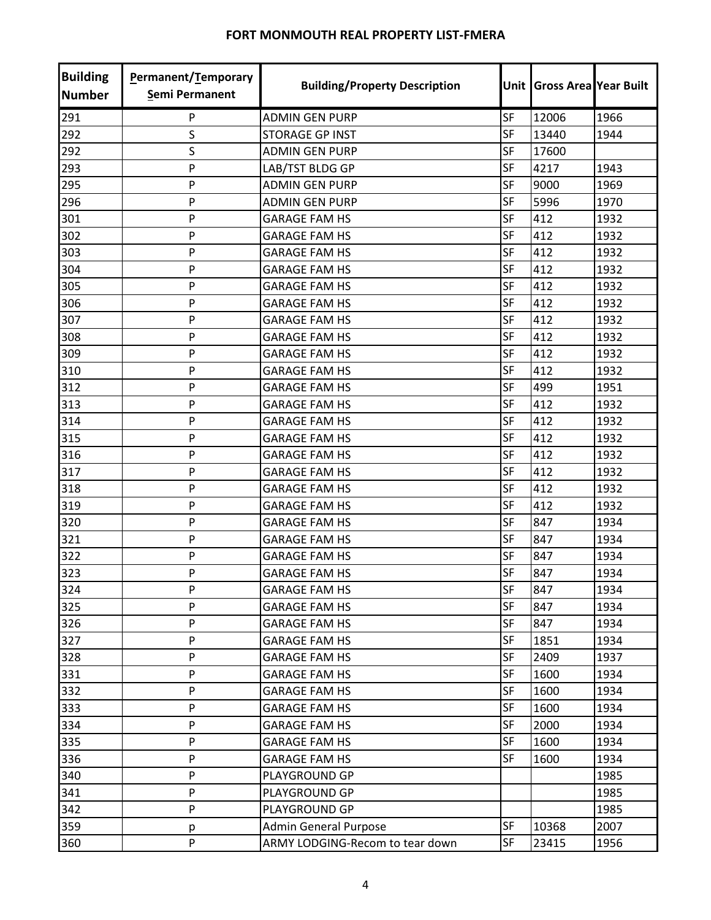# FORT MONMOUTH REAL PROPERTY LIST-FMERA

| Building Number | Permanent/Temporary Semi Permanent | Building/Property Description | Unit | Gross Area | Year Built |
|---|---|---|---|---|---|
| 291 | P | ADMIN GEN PURP | SF | 12006 | 1966 |
| 292 | S | STORAGE GP INST | SF | 13440 | 1944 |
| 292 | S | ADMIN GEN PURP | SF | 17600 | |
| 293 | P | LAB/TST BLDG GP | SF | 4217 | 1943 |
| 295 | P | ADMIN GEN PURP | SF | 9000 | 1969 |
| 296 | P | ADMIN GEN PURP | SF | 5996 | 1970 |
| 301 | P | GARAGE FAM HS | SF | 412 | 1932 |
| 302 | P | GARAGE FAM HS | SF | 412 | 1932 |
| 303 | P | GARAGE FAM HS | SF | 412 | 1932 |
| 304 | P | GARAGE FAM HS | SF | 412 | 1932 |
| 305 | P | GARAGE FAM HS | SF | 412 | 1932 |
| 306 | P | GARAGE FAM HS | SF | 412 | 1932 |
| 307 | P | GARAGE FAM HS | SF | 412 | 1932 |
| 308 | P | GARAGE FAM HS | SF | 412 | 1932 |
| 309 | P | GARAGE FAM HS | SF | 412 | 1932 |
| 310 | P | GARAGE FAM HS | SF | 412 | 1932 |
| 312 | P | GARAGE FAM HS | SF | 499 | 1951 |
| 313 | P | GARAGE FAM HS | SF | 412 | 1932 |
| 314 | P | GARAGE FAM HS | SF | 412 | 1932 |
| 315 | P | GARAGE FAM HS | SF | 412 | 1932 |
| 316 | P | GARAGE FAM HS | SF | 412 | 1932 |
| 317 | P | GARAGE FAM HS | SF | 412 | 1932 |
| 318 | P | GARAGE FAM HS | SF | 412 | 1932 |
| 319 | P | GARAGE FAM HS | SF | 412 | 1932 |
| 320 | P | GARAGE FAM HS | SF | 847 | 1934 |
| 321 | P | GARAGE FAM HS | SF | 847 | 1934 |
| 322 | P | GARAGE FAM HS | SF | 847 | 1934 |
| 323 | P | GARAGE FAM HS | SF | 847 | 1934 |
| 324 | P | GARAGE FAM HS | SF | 847 | 1934 |
| 325 | P | GARAGE FAM HS | SF | 847 | 1934 |
| 326 | P | GARAGE FAM HS | SF | 847 | 1934 |
| 327 | P | GARAGE FAM HS | SF | 1851 | 1934 |
| 328 | P | GARAGE FAM HS | SF | 2409 | 1937 |
| 331 | P | GARAGE FAM HS | SF | 1600 | 1934 |
| 332 | P | GARAGE FAM HS | SF | 1600 | 1934 |
| 333 | P | GARAGE FAM HS | SF | 1600 | 1934 |
| 334 | P | GARAGE FAM HS | SF | 2000 | 1934 |
| 335 | P | GARAGE FAM HS | SF | 1600 | 1934 |
| 336 | P | GARAGE FAM HS | SF | 1600 | 1934 |
| 340 | P | PLAYGROUND GP | | | 1985 |
| 341 | P | PLAYGROUND GP | | | 1985 |
| 342 | P | PLAYGROUND GP | | | 1985 |
| 359 | p | Admin General Purpose | SF | 10368 | 2007 |
| 360 | P | ARMY LODGING-Recom to tear down | SF | 23415 | 1956 |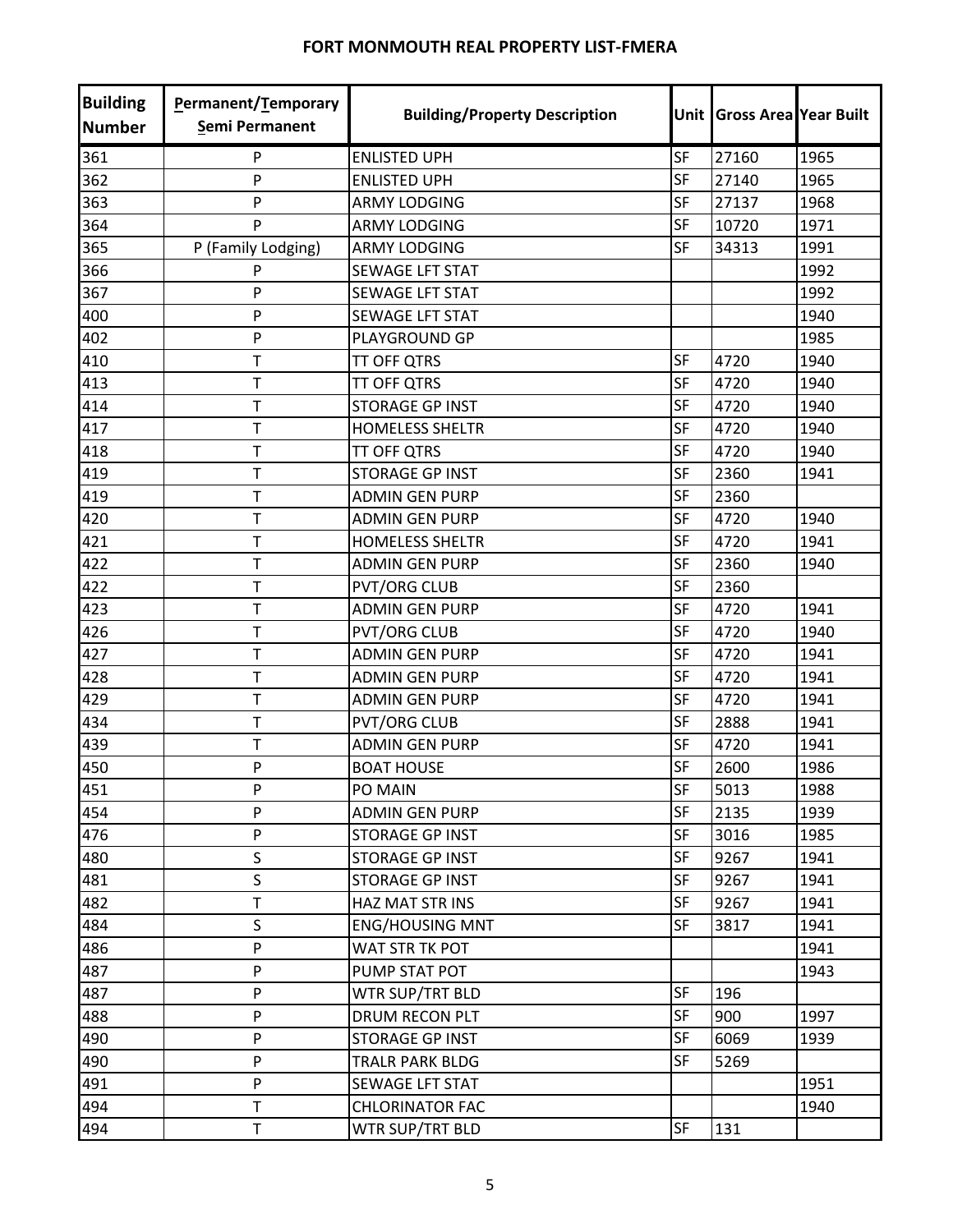# FORT MONMOUTH REAL PROPERTY LIST-FMERA

| Building Number | Permanent/Temporary Semi Permanent | Building/Property Description | Unit | Gross Area | Year Built |
|---|---|---|---|---|---|
| 361 | P | ENLISTED UPH | SF | 27160 | 1965 |
| 362 | P | ENLISTED UPH | SF | 27140 | 1965 |
| 363 | P | ARMY LODGING | SF | 27137 | 1968 |
| 364 | P | ARMY LODGING | SF | 10720 | 1971 |
| 365 | P (Family Lodging) | ARMY LODGING | SF | 34313 | 1991 |
| 366 | P | SEWAGE LFT STAT | | | 1992 |
| 367 | P | SEWAGE LFT STAT | | | 1992 |
| 400 | P | SEWAGE LFT STAT | | | 1940 |
| 402 | P | PLAYGROUND GP | | | 1985 |
| 410 | T | TT OFF QTRS | SF | 4720 | 1940 |
| 413 | T | TT OFF QTRS | SF | 4720 | 1940 |
| 414 | T | STORAGE GP INST | SF | 4720 | 1940 |
| 417 | T | HOMELESS SHELTR | SF | 4720 | 1940 |
| 418 | T | TT OFF QTRS | SF | 4720 | 1940 |
| 419 | T | STORAGE GP INST | SF | 2360 | 1941 |
| 419 | T | ADMIN GEN PURP | SF | 2360 | |
| 420 | T | ADMIN GEN PURP | SF | 4720 | 1940 |
| 421 | T | HOMELESS SHELTR | SF | 4720 | 1941 |
| 422 | T | ADMIN GEN PURP | SF | 2360 | 1940 |
| 422 | T | PVT/ORG CLUB | SF | 2360 | |
| 423 | T | ADMIN GEN PURP | SF | 4720 | 1941 |
| 426 | T | PVT/ORG CLUB | SF | 4720 | 1940 |
| 427 | T | ADMIN GEN PURP | SF | 4720 | 1941 |
| 428 | T | ADMIN GEN PURP | SF | 4720 | 1941 |
| 429 | T | ADMIN GEN PURP | SF | 4720 | 1941 |
| 434 | T | PVT/ORG CLUB | SF | 2888 | 1941 |
| 439 | T | ADMIN GEN PURP | SF | 4720 | 1941 |
| 450 | P | BOAT HOUSE | SF | 2600 | 1986 |
| 451 | P | PO MAIN | SF | 5013 | 1988 |
| 454 | P | ADMIN GEN PURP | SF | 2135 | 1939 |
| 476 | P | STORAGE GP INST | SF | 3016 | 1985 |
| 480 | S | STORAGE GP INST | SF | 9267 | 1941 |
| 481 | S | STORAGE GP INST | SF | 9267 | 1941 |
| 482 | T | HAZ MAT STR INS | SF | 9267 | 1941 |
| 484 | S | ENG/HOUSING MNT | SF | 3817 | 1941 |
| 486 | P | WAT STR TK POT | | | 1941 |
| 487 | P | PUMP STAT POT | | | 1943 |
| 487 | P | WTR SUP/TRT BLD | SF | 196 | |
| 488 | P | DRUM RECON PLT | SF | 900 | 1997 |
| 490 | P | STORAGE GP INST | SF | 6069 | 1939 |
| 490 | P | TRALR PARK BLDG | SF | 5269 | |
| 491 | P | SEWAGE LFT STAT | | | 1951 |
| 494 | T | CHLORINATOR FAC | | | 1940 |
| 494 | T | WTR SUP/TRT BLD | SF | 131 | |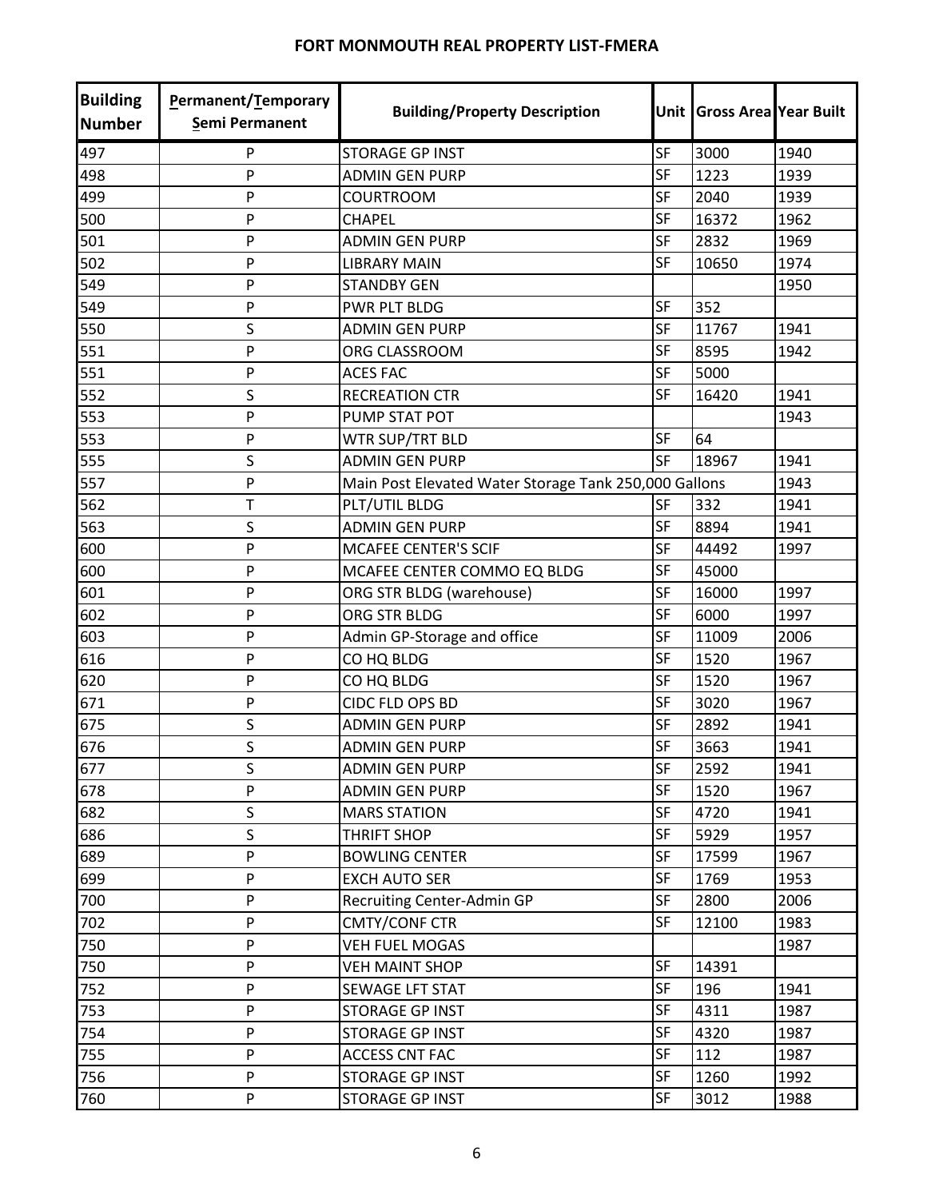## FORT MONMOUTH REAL PROPERTY LIST-FMERA

| Building Number | Permanent/Temporary Semi Permanent | Building/Property Description | Unit | Gross Area | Year Built |
|---|---|---|---|---|---|
| 497 | P | STORAGE GP INST | SF | 3000 | 1940 |
| 498 | P | ADMIN GEN PURP | SF | 1223 | 1939 |
| 499 | P | COURTROOM | SF | 2040 | 1939 |
| 500 | P | CHAPEL | SF | 16372 | 1962 |
| 501 | P | ADMIN GEN PURP | SF | 2832 | 1969 |
| 502 | P | LIBRARY MAIN | SF | 10650 | 1974 |
| 549 | P | STANDBY GEN | | | 1950 |
| 549 | P | PWR PLT BLDG | SF | 352 | |
| 550 | S | ADMIN GEN PURP | SF | 11767 | 1941 |
| 551 | P | ORG CLASSROOM | SF | 8595 | 1942 |
| 551 | P | ACES FAC | SF | 5000 | |
| 552 | S | RECREATION CTR | SF | 16420 | 1941 |
| 553 | P | PUMP STAT POT | | | 1943 |
| 553 | P | WTR SUP/TRT BLD | SF | 64 | |
| 555 | S | ADMIN GEN PURP | SF | 18967 | 1941 |
| 557 | P | Main Post Elevated Water Storage Tank 250,000 Gallons | | | 1943 |
| 562 | T | PLT/UTIL BLDG | SF | 332 | 1941 |
| 563 | S | ADMIN GEN PURP | SF | 8894 | 1941 |
| 600 | P | MCAFEE CENTER'S SCIF | SF | 44492 | 1997 |
| 600 | P | MCAFEE CENTER COMMO EQ BLDG | SF | 45000 | |
| 601 | P | ORG STR BLDG (warehouse) | SF | 16000 | 1997 |
| 602 | P | ORG STR BLDG | SF | 6000 | 1997 |
| 603 | P | Admin GP-Storage and office | SF | 11009 | 2006 |
| 616 | P | CO HQ BLDG | SF | 1520 | 1967 |
| 620 | P | CO HQ BLDG | SF | 1520 | 1967 |
| 671 | P | CIDC FLD OPS BD | SF | 3020 | 1967 |
| 675 | S | ADMIN GEN PURP | SF | 2892 | 1941 |
| 676 | S | ADMIN GEN PURP | SF | 3663 | 1941 |
| 677 | S | ADMIN GEN PURP | SF | 2592 | 1941 |
| 678 | P | ADMIN GEN PURP | SF | 1520 | 1967 |
| 682 | S | MARS STATION | SF | 4720 | 1941 |
| 686 | S | THRIFT SHOP | SF | 5929 | 1957 |
| 689 | P | BOWLING CENTER | SF | 17599 | 1967 |
| 699 | P | EXCH AUTO SER | SF | 1769 | 1953 |
| 700 | P | Recruiting Center-Admin GP | SF | 2800 | 2006 |
| 702 | P | CMTY/CONF CTR | SF | 12100 | 1983 |
| 750 | P | VEH FUEL MOGAS | | | 1987 |
| 750 | P | VEH MAINT SHOP | SF | 14391 | |
| 752 | P | SEWAGE LFT STAT | SF | 196 | 1941 |
| 753 | P | STORAGE GP INST | SF | 4311 | 1987 |
| 754 | P | STORAGE GP INST | SF | 4320 | 1987 |
| 755 | P | ACCESS CNT FAC | SF | 112 | 1987 |
| 756 | P | STORAGE GP INST | SF | 1260 | 1992 |
| 760 | P | STORAGE GP INST | SF | 3012 | 1988 |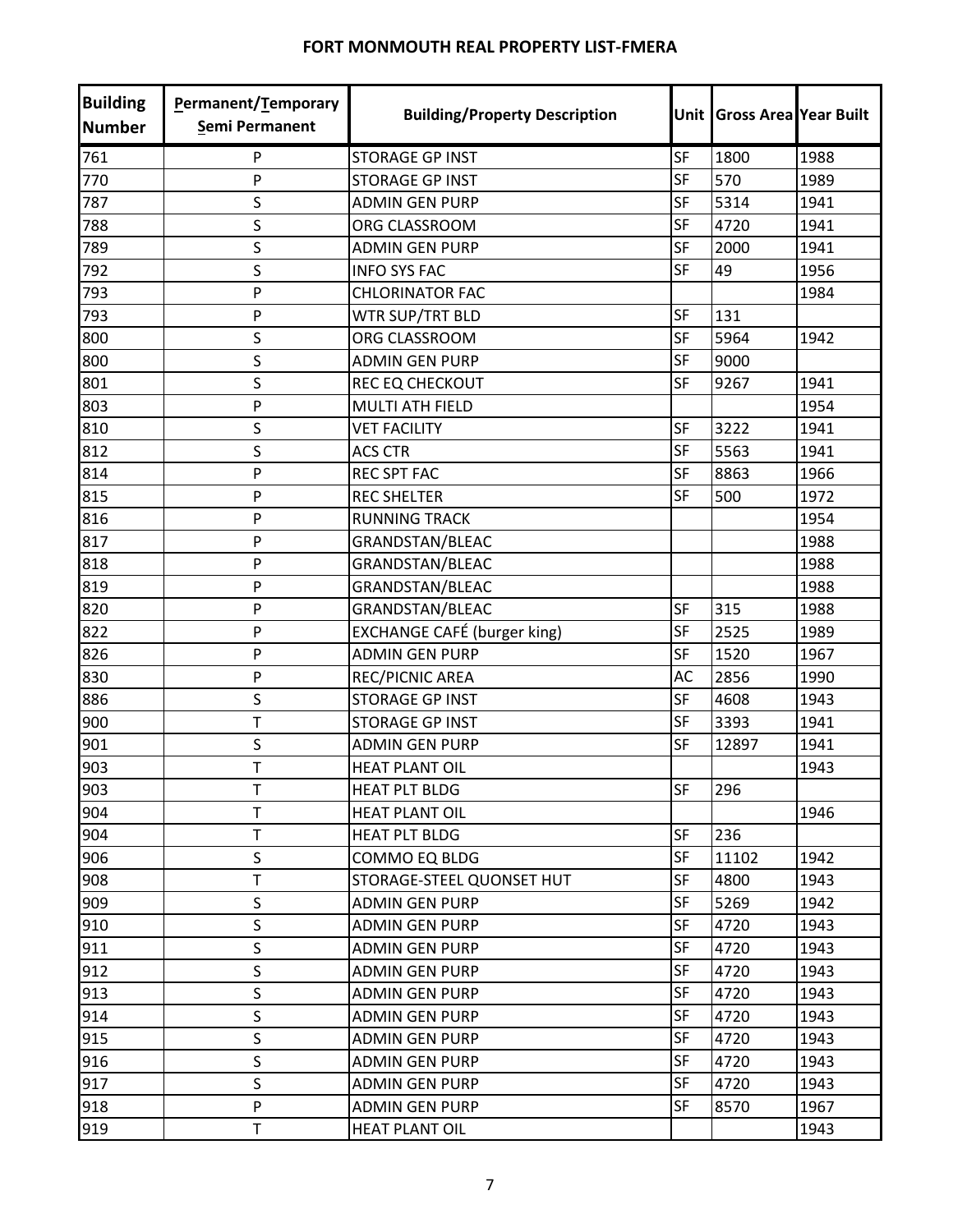# FORT MONMOUTH REAL PROPERTY LIST-FMERA

| Building Number | Permanent/Temporary Semi Permanent | Building/Property Description | Unit | Gross Area | Year Built |
|---|---|---|---|---|---|
| 761 | P | STORAGE GP INST | SF | 1800 | 1988 |
| 770 | P | STORAGE GP INST | SF | 570 | 1989 |
| 787 | S | ADMIN GEN PURP | SF | 5314 | 1941 |
| 788 | S | ORG CLASSROOM | SF | 4720 | 1941 |
| 789 | S | ADMIN GEN PURP | SF | 2000 | 1941 |
| 792 | S | INFO SYS FAC | SF | 49 | 1956 |
| 793 | P | CHLORINATOR FAC | | | 1984 |
| 793 | P | WTR SUP/TRT BLD | SF | 131 | |
| 800 | S | ORG CLASSROOM | SF | 5964 | 1942 |
| 800 | S | ADMIN GEN PURP | SF | 9000 | |
| 801 | S | REC EQ CHECKOUT | SF | 9267 | 1941 |
| 803 | P | MULTI ATH FIELD | | | 1954 |
| 810 | S | VET FACILITY | SF | 3222 | 1941 |
| 812 | S | ACS CTR | SF | 5563 | 1941 |
| 814 | P | REC SPT FAC | SF | 8863 | 1966 |
| 815 | P | REC SHELTER | SF | 500 | 1972 |
| 816 | P | RUNNING TRACK | | | 1954 |
| 817 | P | GRANDSTAN/BLEAC | | | 1988 |
| 818 | P | GRANDSTAN/BLEAC | | | 1988 |
| 819 | P | GRANDSTAN/BLEAC | | | 1988 |
| 820 | P | GRANDSTAN/BLEAC | SF | 315 | 1988 |
| 822 | P | EXCHANGE CAFÉ (burger king) | SF | 2525 | 1989 |
| 826 | P | ADMIN GEN PURP | SF | 1520 | 1967 |
| 830 | P | REC/PICNIC AREA | AC | 2856 | 1990 |
| 886 | S | STORAGE GP INST | SF | 4608 | 1943 |
| 900 | T | STORAGE GP INST | SF | 3393 | 1941 |
| 901 | S | ADMIN GEN PURP | SF | 12897 | 1941 |
| 903 | T | HEAT PLANT OIL | | | 1943 |
| 903 | T | HEAT PLT BLDG | SF | 296 | |
| 904 | T | HEAT PLANT OIL | | | 1946 |
| 904 | T | HEAT PLT BLDG | SF | 236 | |
| 906 | S | COMMO EQ BLDG | SF | 11102 | 1942 |
| 908 | T | STORAGE-STEEL QUONSET HUT | SF | 4800 | 1943 |
| 909 | S | ADMIN GEN PURP | SF | 5269 | 1942 |
| 910 | S | ADMIN GEN PURP | SF | 4720 | 1943 |
| 911 | S | ADMIN GEN PURP | SF | 4720 | 1943 |
| 912 | S | ADMIN GEN PURP | SF | 4720 | 1943 |
| 913 | S | ADMIN GEN PURP | SF | 4720 | 1943 |
| 914 | S | ADMIN GEN PURP | SF | 4720 | 1943 |
| 915 | S | ADMIN GEN PURP | SF | 4720 | 1943 |
| 916 | S | ADMIN GEN PURP | SF | 4720 | 1943 |
| 917 | S | ADMIN GEN PURP | SF | 4720 | 1943 |
| 918 | P | ADMIN GEN PURP | SF | 8570 | 1967 |
| 919 | T | HEAT PLANT OIL | | | 1943 |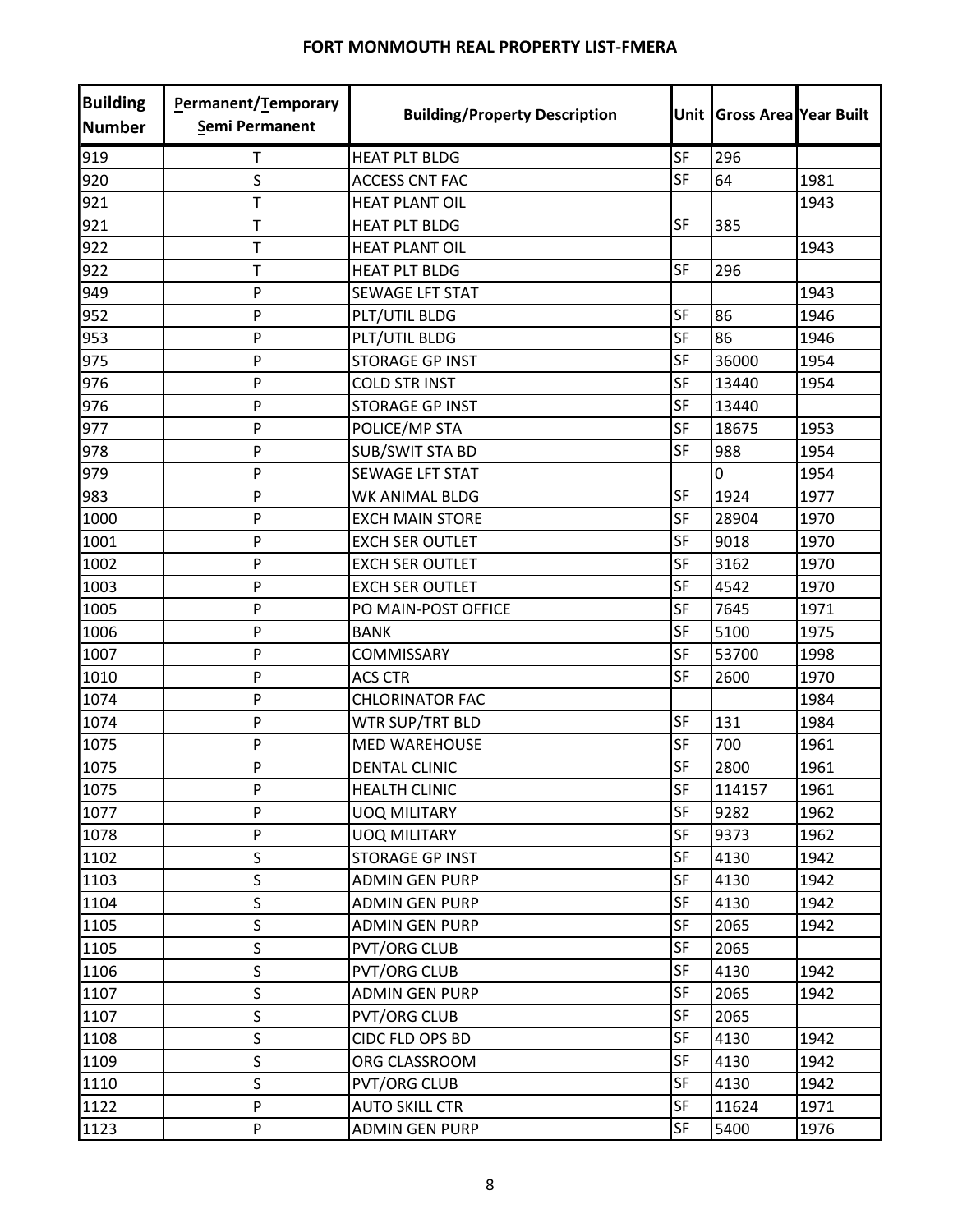# FORT MONMOUTH REAL PROPERTY LIST-FMERA

| Building Number | Permanent/Temporary Semi Permanent | Building/Property Description | Unit | Gross Area | Year Built |
|---|---|---|---|---|---|
| 919 | T | HEAT PLT BLDG | SF | 296 | |
| 920 | S | ACCESS CNT FAC | SF | 64 | 1981 |
| 921 | T | HEAT PLANT OIL | | | 1943 |
| 921 | T | HEAT PLT BLDG | SF | 385 | |
| 922 | T | HEAT PLANT OIL | | | 1943 |
| 922 | T | HEAT PLT BLDG | SF | 296 | |
| 949 | P | SEWAGE LFT STAT | | | 1943 |
| 952 | P | PLT/UTIL BLDG | SF | 86 | 1946 |
| 953 | P | PLT/UTIL BLDG | SF | 86 | 1946 |
| 975 | P | STORAGE GP INST | SF | 36000 | 1954 |
| 976 | P | COLD STR INST | SF | 13440 | 1954 |
| 976 | P | STORAGE GP INST | SF | 13440 | |
| 977 | P | POLICE/MP STA | SF | 18675 | 1953 |
| 978 | P | SUB/SWIT STA BD | SF | 988 | 1954 |
| 979 | P | SEWAGE LFT STAT | | 0 | 1954 |
| 983 | P | WK ANIMAL BLDG | SF | 1924 | 1977 |
| 1000 | P | EXCH MAIN STORE | SF | 28904 | 1970 |
| 1001 | P | EXCH SER OUTLET | SF | 9018 | 1970 |
| 1002 | P | EXCH SER OUTLET | SF | 3162 | 1970 |
| 1003 | P | EXCH SER OUTLET | SF | 4542 | 1970 |
| 1005 | P | PO MAIN-POST OFFICE | SF | 7645 | 1971 |
| 1006 | P | BANK | SF | 5100 | 1975 |
| 1007 | P | COMMISSARY | SF | 53700 | 1998 |
| 1010 | P | ACS CTR | SF | 2600 | 1970 |
| 1074 | P | CHLORINATOR FAC | | | 1984 |
| 1074 | P | WTR SUP/TRT BLD | SF | 131 | 1984 |
| 1075 | P | MED WAREHOUSE | SF | 700 | 1961 |
| 1075 | P | DENTAL CLINIC | SF | 2800 | 1961 |
| 1075 | P | HEALTH CLINIC | SF | 114157 | 1961 |
| 1077 | P | UOQ MILITARY | SF | 9282 | 1962 |
| 1078 | P | UOQ MILITARY | SF | 9373 | 1962 |
| 1102 | S | STORAGE GP INST | SF | 4130 | 1942 |
| 1103 | S | ADMIN GEN PURP | SF | 4130 | 1942 |
| 1104 | S | ADMIN GEN PURP | SF | 4130 | 1942 |
| 1105 | S | ADMIN GEN PURP | SF | 2065 | 1942 |
| 1105 | S | PVT/ORG CLUB | SF | 2065 | |
| 1106 | S | PVT/ORG CLUB | SF | 4130 | 1942 |
| 1107 | S | ADMIN GEN PURP | SF | 2065 | 1942 |
| 1107 | S | PVT/ORG CLUB | SF | 2065 | |
| 1108 | S | CIDC FLD OPS BD | SF | 4130 | 1942 |
| 1109 | S | ORG CLASSROOM | SF | 4130 | 1942 |
| 1110 | S | PVT/ORG CLUB | SF | 4130 | 1942 |
| 1122 | P | AUTO SKILL CTR | SF | 11624 | 1971 |
| 1123 | P | ADMIN GEN PURP | SF | 5400 | 1976 |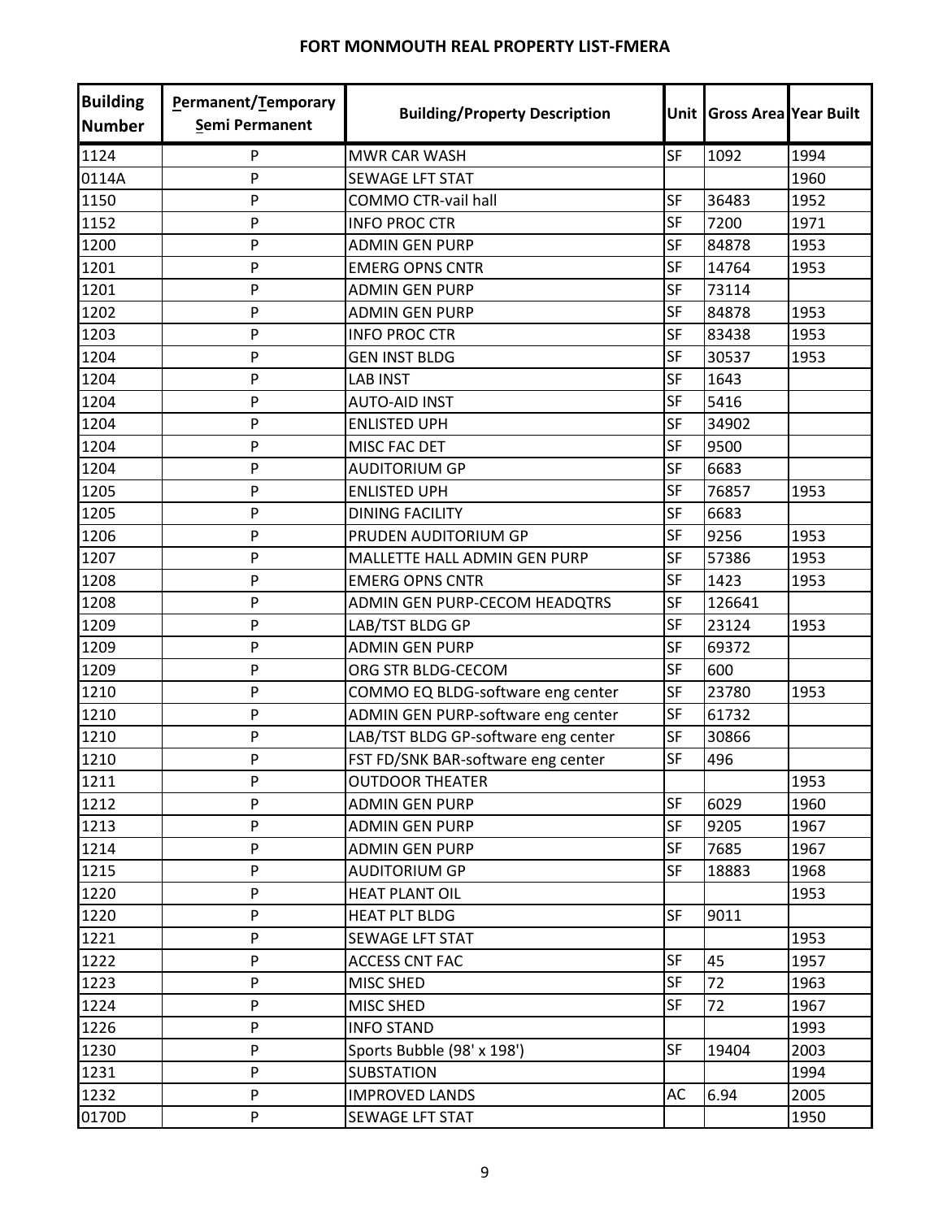# FORT MONMOUTH REAL PROPERTY LIST-FMERA

| Building Number | Permanent/Temporary Semi Permanent | Building/Property Description | Unit | Gross Area | Year Built |
|---|---|---|---|---|---|
| 1124 | P | MWR CAR WASH | SF | 1092 | 1994 |
| 0114A | P | SEWAGE LFT STAT | | | 1960 |
| 1150 | P | COMMO CTR-vail hall | SF | 36483 | 1952 |
| 1152 | P | INFO PROC CTR | SF | 7200 | 1971 |
| 1200 | P | ADMIN GEN PURP | SF | 84878 | 1953 |
| 1201 | P | EMERG OPNS CNTR | SF | 14764 | 1953 |
| 1201 | P | ADMIN GEN PURP | SF | 73114 | |
| 1202 | P | ADMIN GEN PURP | SF | 84878 | 1953 |
| 1203 | P | INFO PROC CTR | SF | 83438 | 1953 |
| 1204 | P | GEN INST BLDG | SF | 30537 | 1953 |
| 1204 | P | LAB INST | SF | 1643 | |
| 1204 | P | AUTO-AID INST | SF | 5416 | |
| 1204 | P | ENLISTED UPH | SF | 34902 | |
| 1204 | P | MISC FAC DET | SF | 9500 | |
| 1204 | P | AUDITORIUM GP | SF | 6683 | |
| 1205 | P | ENLISTED UPH | SF | 76857 | 1953 |
| 1205 | P | DINING FACILITY | SF | 6683 | |
| 1206 | P | PRUDEN AUDITORIUM GP | SF | 9256 | 1953 |
| 1207 | P | MALLETTE HALL ADMIN GEN PURP | SF | 57386 | 1953 |
| 1208 | P | EMERG OPNS CNTR | SF | 1423 | 1953 |
| 1208 | P | ADMIN GEN PURP-CECOM HEADQTRS | SF | 126641 | |
| 1209 | P | LAB/TST BLDG GP | SF | 23124 | 1953 |
| 1209 | P | ADMIN GEN PURP | SF | 69372 | |
| 1209 | P | ORG STR BLDG-CECOM | SF | 600 | |
| 1210 | P | COMMO EQ BLDG-software eng center | SF | 23780 | 1953 |
| 1210 | P | ADMIN GEN PURP-software eng center | SF | 61732 | |
| 1210 | P | LAB/TST BLDG GP-software eng center | SF | 30866 | |
| 1210 | P | FST FD/SNK BAR-software eng center | SF | 496 | |
| 1211 | P | OUTDOOR THEATER | | | 1953 |
| 1212 | P | ADMIN GEN PURP | SF | 6029 | 1960 |
| 1213 | P | ADMIN GEN PURP | SF | 9205 | 1967 |
| 1214 | P | ADMIN GEN PURP | SF | 7685 | 1967 |
| 1215 | P | AUDITORIUM GP | SF | 18883 | 1968 |
| 1220 | P | HEAT PLANT OIL | | | 1953 |
| 1220 | P | HEAT PLT BLDG | SF | 9011 | |
| 1221 | P | SEWAGE LFT STAT | | | 1953 |
| 1222 | P | ACCESS CNT FAC | SF | 45 | 1957 |
| 1223 | P | MISC SHED | SF | 72 | 1963 |
| 1224 | P | MISC SHED | SF | 72 | 1967 |
| 1226 | P | INFO STAND | | | 1993 |
| 1230 | P | Sports Bubble (98' x 198') | SF | 19404 | 2003 |
| 1231 | P | SUBSTATION | | | 1994 |
| 1232 | P | IMPROVED LANDS | AC | 6.94 | 2005 |
| 0170D | P | SEWAGE LFT STAT | | | 1950 |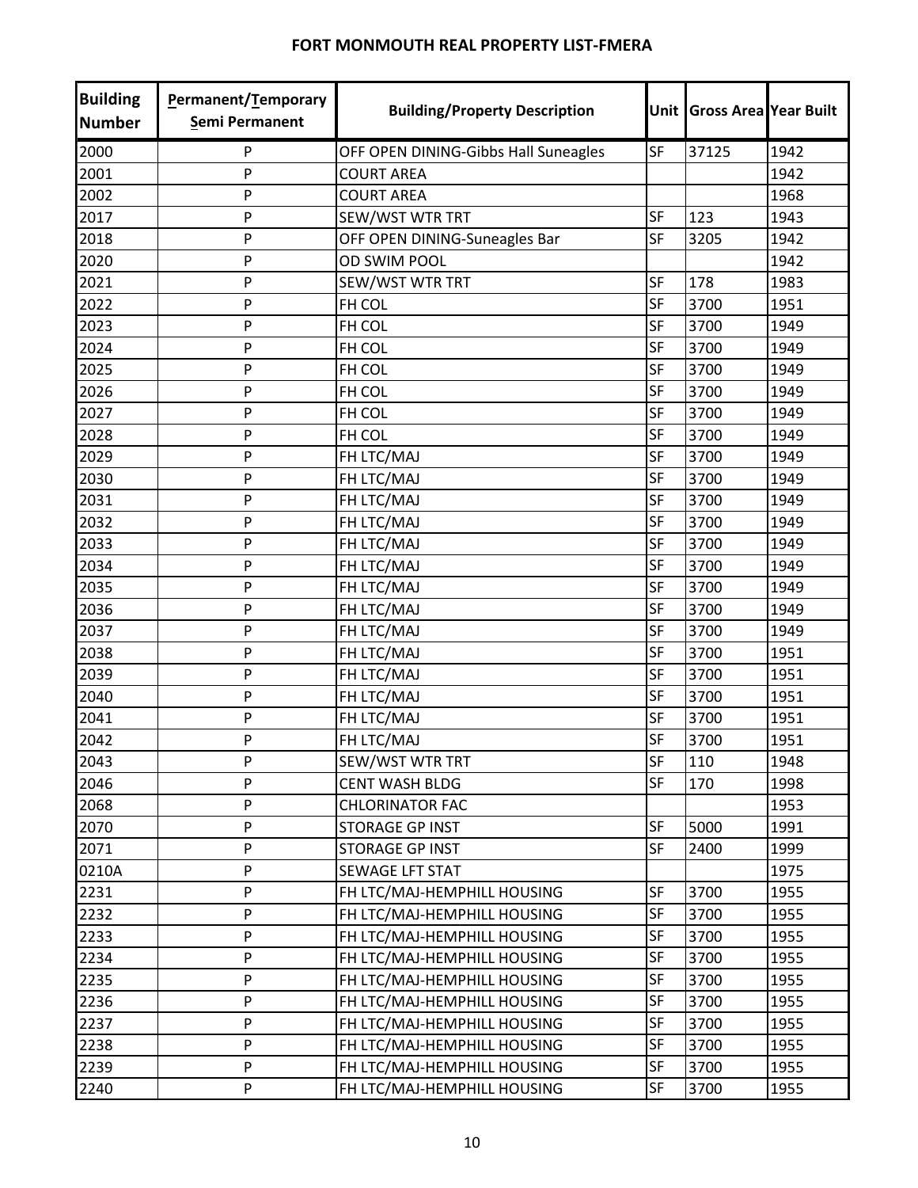# FORT MONMOUTH REAL PROPERTY LIST-FMERA

| Building Number | Permanent/Temporary Semi Permanent | Building/Property Description | Unit | Gross Area | Year Built |
|---|---|---|---|---|---|
| 2000 | P | OFF OPEN DINING-Gibbs Hall Suneagles | SF | 37125 | 1942 |
| 2001 | P | COURT AREA | | | 1942 |
| 2002 | P | COURT AREA | | | 1968 |
| 2017 | P | SEW/WST WTR TRT | SF | 123 | 1943 |
| 2018 | P | OFF OPEN DINING-Suneagles Bar | SF | 3205 | 1942 |
| 2020 | P | OD SWIM POOL | | | 1942 |
| 2021 | P | SEW/WST WTR TRT | SF | 178 | 1983 |
| 2022 | P | FH COL | SF | 3700 | 1951 |
| 2023 | P | FH COL | SF | 3700 | 1949 |
| 2024 | P | FH COL | SF | 3700 | 1949 |
| 2025 | P | FH COL | SF | 3700 | 1949 |
| 2026 | P | FH COL | SF | 3700 | 1949 |
| 2027 | P | FH COL | SF | 3700 | 1949 |
| 2028 | P | FH COL | SF | 3700 | 1949 |
| 2029 | P | FH LTC/MAJ | SF | 3700 | 1949 |
| 2030 | P | FH LTC/MAJ | SF | 3700 | 1949 |
| 2031 | P | FH LTC/MAJ | SF | 3700 | 1949 |
| 2032 | P | FH LTC/MAJ | SF | 3700 | 1949 |
| 2033 | P | FH LTC/MAJ | SF | 3700 | 1949 |
| 2034 | P | FH LTC/MAJ | SF | 3700 | 1949 |
| 2035 | P | FH LTC/MAJ | SF | 3700 | 1949 |
| 2036 | P | FH LTC/MAJ | SF | 3700 | 1949 |
| 2037 | P | FH LTC/MAJ | SF | 3700 | 1949 |
| 2038 | P | FH LTC/MAJ | SF | 3700 | 1951 |
| 2039 | P | FH LTC/MAJ | SF | 3700 | 1951 |
| 2040 | P | FH LTC/MAJ | SF | 3700 | 1951 |
| 2041 | P | FH LTC/MAJ | SF | 3700 | 1951 |
| 2042 | P | FH LTC/MAJ | SF | 3700 | 1951 |
| 2043 | P | SEW/WST WTR TRT | SF | 110 | 1948 |
| 2046 | P | CENT WASH BLDG | SF | 170 | 1998 |
| 2068 | P | CHLORINATOR FAC | | | 1953 |
| 2070 | P | STORAGE GP INST | SF | 5000 | 1991 |
| 2071 | P | STORAGE GP INST | SF | 2400 | 1999 |
| 0210A | P | SEWAGE LFT STAT | | | 1975 |
| 2231 | P | FH LTC/MAJ-HEMPHILL HOUSING | SF | 3700 | 1955 |
| 2232 | P | FH LTC/MAJ-HEMPHILL HOUSING | SF | 3700 | 1955 |
| 2233 | P | FH LTC/MAJ-HEMPHILL HOUSING | SF | 3700 | 1955 |
| 2234 | P | FH LTC/MAJ-HEMPHILL HOUSING | SF | 3700 | 1955 |
| 2235 | P | FH LTC/MAJ-HEMPHILL HOUSING | SF | 3700 | 1955 |
| 2236 | P | FH LTC/MAJ-HEMPHILL HOUSING | SF | 3700 | 1955 |
| 2237 | P | FH LTC/MAJ-HEMPHILL HOUSING | SF | 3700 | 1955 |
| 2238 | P | FH LTC/MAJ-HEMPHILL HOUSING | SF | 3700 | 1955 |
| 2239 | P | FH LTC/MAJ-HEMPHILL HOUSING | SF | 3700 | 1955 |
| 2240 | P | FH LTC/MAJ-HEMPHILL HOUSING | SF | 3700 | 1955 |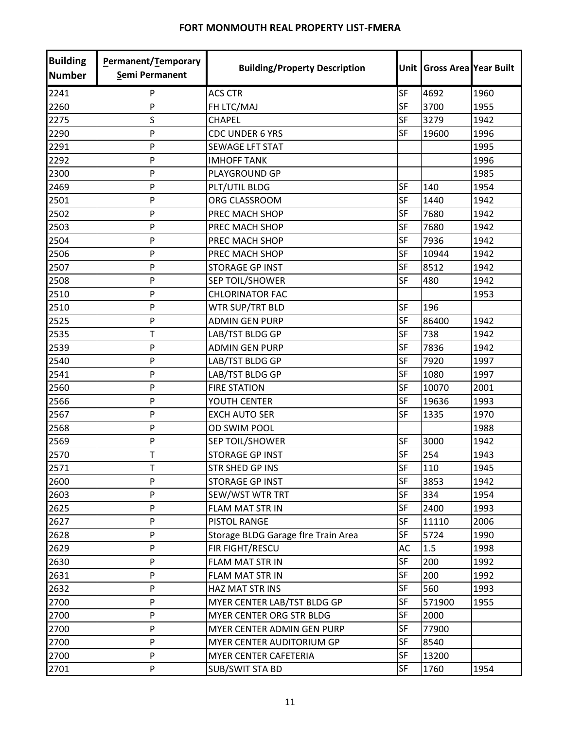# FORT MONMOUTH REAL PROPERTY LIST-FMERA

| Building Number | Permanent/Temporary Semi Permanent | Building/Property Description | Unit | Gross Area | Year Built |
|---|---|---|---|---|---|
| 2241 | P | ACS CTR | SF | 4692 | 1960 |
| 2260 | P | FH LTC/MAJ | SF | 3700 | 1955 |
| 2275 | S | CHAPEL | SF | 3279 | 1942 |
| 2290 | P | CDC UNDER 6 YRS | SF | 19600 | 1996 |
| 2291 | P | SEWAGE LFT STAT | | | 1995 |
| 2292 | P | IMHOFF TANK | | | 1996 |
| 2300 | P | PLAYGROUND GP | | | 1985 |
| 2469 | P | PLT/UTIL BLDG | SF | 140 | 1954 |
| 2501 | P | ORG CLASSROOM | SF | 1440 | 1942 |
| 2502 | P | PREC MACH SHOP | SF | 7680 | 1942 |
| 2503 | P | PREC MACH SHOP | SF | 7680 | 1942 |
| 2504 | P | PREC MACH SHOP | SF | 7936 | 1942 |
| 2506 | P | PREC MACH SHOP | SF | 10944 | 1942 |
| 2507 | P | STORAGE GP INST | SF | 8512 | 1942 |
| 2508 | P | SEP TOIL/SHOWER | SF | 480 | 1942 |
| 2510 | P | CHLORINATOR FAC | | | 1953 |
| 2510 | P | WTR SUP/TRT BLD | SF | 196 | |
| 2525 | P | ADMIN GEN PURP | SF | 86400 | 1942 |
| 2535 | T | LAB/TST BLDG GP | SF | 738 | 1942 |
| 2539 | P | ADMIN GEN PURP | SF | 7836 | 1942 |
| 2540 | P | LAB/TST BLDG GP | SF | 7920 | 1997 |
| 2541 | P | LAB/TST BLDG GP | SF | 1080 | 1997 |
| 2560 | P | FIRE STATION | SF | 10070 | 2001 |
| 2566 | P | YOUTH CENTER | SF | 19636 | 1993 |
| 2567 | P | EXCH AUTO SER | SF | 1335 | 1970 |
| 2568 | P | OD SWIM POOL | | | 1988 |
| 2569 | P | SEP TOIL/SHOWER | SF | 3000 | 1942 |
| 2570 | T | STORAGE GP INST | SF | 254 | 1943 |
| 2571 | T | STR SHED GP INS | SF | 110 | 1945 |
| 2600 | P | STORAGE GP INST | SF | 3853 | 1942 |
| 2603 | P | SEW/WST WTR TRT | SF | 334 | 1954 |
| 2625 | P | FLAM MAT STR IN | SF | 2400 | 1993 |
| 2627 | P | PISTOL RANGE | SF | 11110 | 2006 |
| 2628 | P | Storage BLDG Garage flre Train Area | SF | 5724 | 1990 |
| 2629 | P | FIR FIGHT/RESCU | AC | 1.5 | 1998 |
| 2630 | P | FLAM MAT STR IN | SF | 200 | 1992 |
| 2631 | P | FLAM MAT STR IN | SF | 200 | 1992 |
| 2632 | P | HAZ MAT STR INS | SF | 560 | 1993 |
| 2700 | P | MYER CENTER LAB/TST BLDG GP | SF | 571900 | 1955 |
| 2700 | P | MYER CENTER ORG STR BLDG | SF | 2000 | |
| 2700 | P | MYER CENTER ADMIN GEN PURP | SF | 77900 | |
| 2700 | P | MYER CENTER AUDITORIUM GP | SF | 8540 | |
| 2700 | P | MYER CENTER CAFETERIA | SF | 13200 | |
| 2701 | P | SUB/SWIT STA BD | SF | 1760 | 1954 |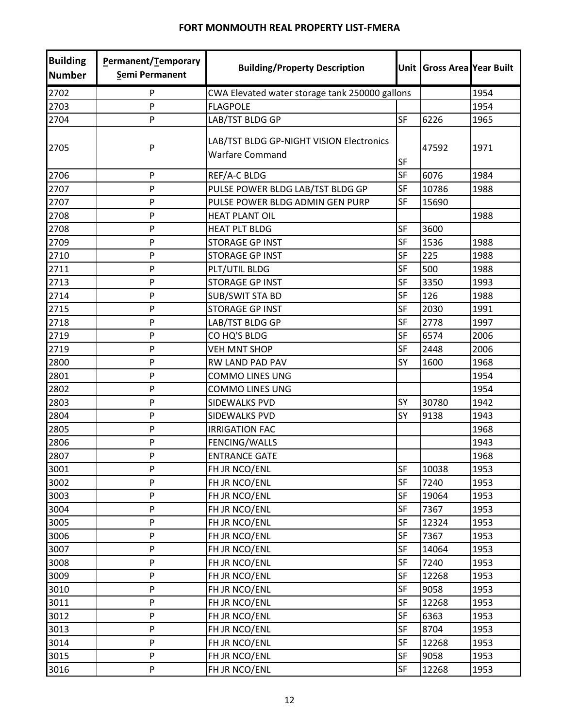# FORT MONMOUTH REAL PROPERTY LIST-FMERA

| Building Number | Permanent/Temporary Semi Permanent | Building/Property Description | Unit | Gross Area | Year Built |
|---|---|---|---|---|---|
| 2702 | P | CWA Elevated water storage tank 250000 gallons | | | 1954 |
| 2703 | P | FLAGPOLE | | | 1954 |
| 2704 | P | LAB/TST BLDG GP | SF | 6226 | 1965 |
| 2705 | P | LAB/TST BLDG GP-NIGHT VISION Electronics Warfare Command | SF | 47592 | 1971 |
| 2706 | P | REF/A-C BLDG | SF | 6076 | 1984 |
| 2707 | P | PULSE POWER BLDG LAB/TST BLDG GP | SF | 10786 | 1988 |
| 2707 | P | PULSE POWER BLDG ADMIN GEN PURP | SF | 15690 | |
| 2708 | P | HEAT PLANT OIL | | | 1988 |
| 2708 | P | HEAT PLT BLDG | SF | 3600 | |
| 2709 | P | STORAGE GP INST | SF | 1536 | 1988 |
| 2710 | P | STORAGE GP INST | SF | 225 | 1988 |
| 2711 | P | PLT/UTIL BLDG | SF | 500 | 1988 |
| 2713 | P | STORAGE GP INST | SF | 3350 | 1993 |
| 2714 | P | SUB/SWIT STA BD | SF | 126 | 1988 |
| 2715 | P | STORAGE GP INST | SF | 2030 | 1991 |
| 2718 | P | LAB/TST BLDG GP | SF | 2778 | 1997 |
| 2719 | P | CO HQ'S BLDG | SF | 6574 | 2006 |
| 2719 | P | VEH MNT SHOP | SF | 2448 | 2006 |
| 2800 | P | RW LAND PAD PAV | SY | 1600 | 1968 |
| 2801 | P | COMMO LINES UNG | | | 1954 |
| 2802 | P | COMMO LINES UNG | | | 1954 |
| 2803 | P | SIDEWALKS PVD | SY | 30780 | 1942 |
| 2804 | P | SIDEWALKS PVD | SY | 9138 | 1943 |
| 2805 | P | IRRIGATION FAC | | | 1968 |
| 2806 | P | FENCING/WALLS | | | 1943 |
| 2807 | P | ENTRANCE GATE | | | 1968 |
| 3001 | P | FH JR NCO/ENL | SF | 10038 | 1953 |
| 3002 | P | FH JR NCO/ENL | SF | 7240 | 1953 |
| 3003 | P | FH JR NCO/ENL | SF | 19064 | 1953 |
| 3004 | P | FH JR NCO/ENL | SF | 7367 | 1953 |
| 3005 | P | FH JR NCO/ENL | SF | 12324 | 1953 |
| 3006 | P | FH JR NCO/ENL | SF | 7367 | 1953 |
| 3007 | P | FH JR NCO/ENL | SF | 14064 | 1953 |
| 3008 | P | FH JR NCO/ENL | SF | 7240 | 1953 |
| 3009 | P | FH JR NCO/ENL | SF | 12268 | 1953 |
| 3010 | P | FH JR NCO/ENL | SF | 9058 | 1953 |
| 3011 | P | FH JR NCO/ENL | SF | 12268 | 1953 |
| 3012 | P | FH JR NCO/ENL | SF | 6363 | 1953 |
| 3013 | P | FH JR NCO/ENL | SF | 8704 | 1953 |
| 3014 | P | FH JR NCO/ENL | SF | 12268 | 1953 |
| 3015 | P | FH JR NCO/ENL | SF | 9058 | 1953 |
| 3016 | P | FH JR NCO/ENL | SF | 12268 | 1953 |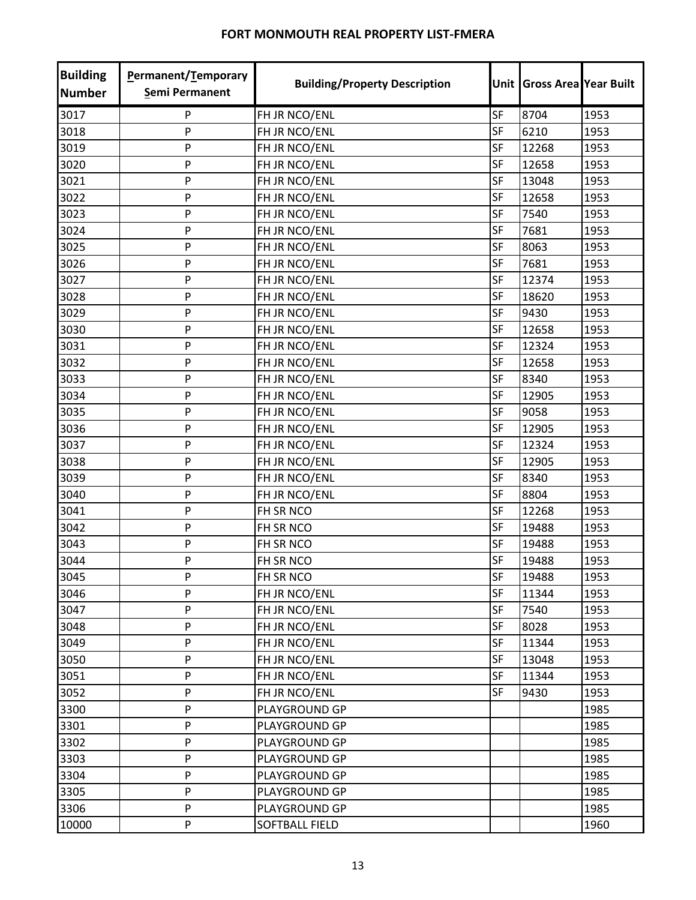# FORT MONMOUTH REAL PROPERTY LIST-FMERA

| Building Number | Permanent/Temporary Semi Permanent | Building/Property Description | Unit | Gross Area | Year Built |
|---|---|---|---|---|---|
| 3017 | P | FH JR NCO/ENL | SF | 8704 | 1953 |
| 3018 | P | FH JR NCO/ENL | SF | 6210 | 1953 |
| 3019 | P | FH JR NCO/ENL | SF | 12268 | 1953 |
| 3020 | P | FH JR NCO/ENL | SF | 12658 | 1953 |
| 3021 | P | FH JR NCO/ENL | SF | 13048 | 1953 |
| 3022 | P | FH JR NCO/ENL | SF | 12658 | 1953 |
| 3023 | P | FH JR NCO/ENL | SF | 7540 | 1953 |
| 3024 | P | FH JR NCO/ENL | SF | 7681 | 1953 |
| 3025 | P | FH JR NCO/ENL | SF | 8063 | 1953 |
| 3026 | P | FH JR NCO/ENL | SF | 7681 | 1953 |
| 3027 | P | FH JR NCO/ENL | SF | 12374 | 1953 |
| 3028 | P | FH JR NCO/ENL | SF | 18620 | 1953 |
| 3029 | P | FH JR NCO/ENL | SF | 9430 | 1953 |
| 3030 | P | FH JR NCO/ENL | SF | 12658 | 1953 |
| 3031 | P | FH JR NCO/ENL | SF | 12324 | 1953 |
| 3032 | P | FH JR NCO/ENL | SF | 12658 | 1953 |
| 3033 | P | FH JR NCO/ENL | SF | 8340 | 1953 |
| 3034 | P | FH JR NCO/ENL | SF | 12905 | 1953 |
| 3035 | P | FH JR NCO/ENL | SF | 9058 | 1953 |
| 3036 | P | FH JR NCO/ENL | SF | 12905 | 1953 |
| 3037 | P | FH JR NCO/ENL | SF | 12324 | 1953 |
| 3038 | P | FH JR NCO/ENL | SF | 12905 | 1953 |
| 3039 | P | FH JR NCO/ENL | SF | 8340 | 1953 |
| 3040 | P | FH JR NCO/ENL | SF | 8804 | 1953 |
| 3041 | P | FH SR NCO | SF | 12268 | 1953 |
| 3042 | P | FH SR NCO | SF | 19488 | 1953 |
| 3043 | P | FH SR NCO | SF | 19488 | 1953 |
| 3044 | P | FH SR NCO | SF | 19488 | 1953 |
| 3045 | P | FH SR NCO | SF | 19488 | 1953 |
| 3046 | P | FH JR NCO/ENL | SF | 11344 | 1953 |
| 3047 | P | FH JR NCO/ENL | SF | 7540 | 1953 |
| 3048 | P | FH JR NCO/ENL | SF | 8028 | 1953 |
| 3049 | P | FH JR NCO/ENL | SF | 11344 | 1953 |
| 3050 | P | FH JR NCO/ENL | SF | 13048 | 1953 |
| 3051 | P | FH JR NCO/ENL | SF | 11344 | 1953 |
| 3052 | P | FH JR NCO/ENL | SF | 9430 | 1953 |
| 3300 | P | PLAYGROUND GP | | | 1985 |
| 3301 | P | PLAYGROUND GP | | | 1985 |
| 3302 | P | PLAYGROUND GP | | | 1985 |
| 3303 | P | PLAYGROUND GP | | | 1985 |
| 3304 | P | PLAYGROUND GP | | | 1985 |
| 3305 | P | PLAYGROUND GP | | | 1985 |
| 3306 | P | PLAYGROUND GP | | | 1985 |
| 10000 | P | SOFTBALL FIELD | | | 1960 |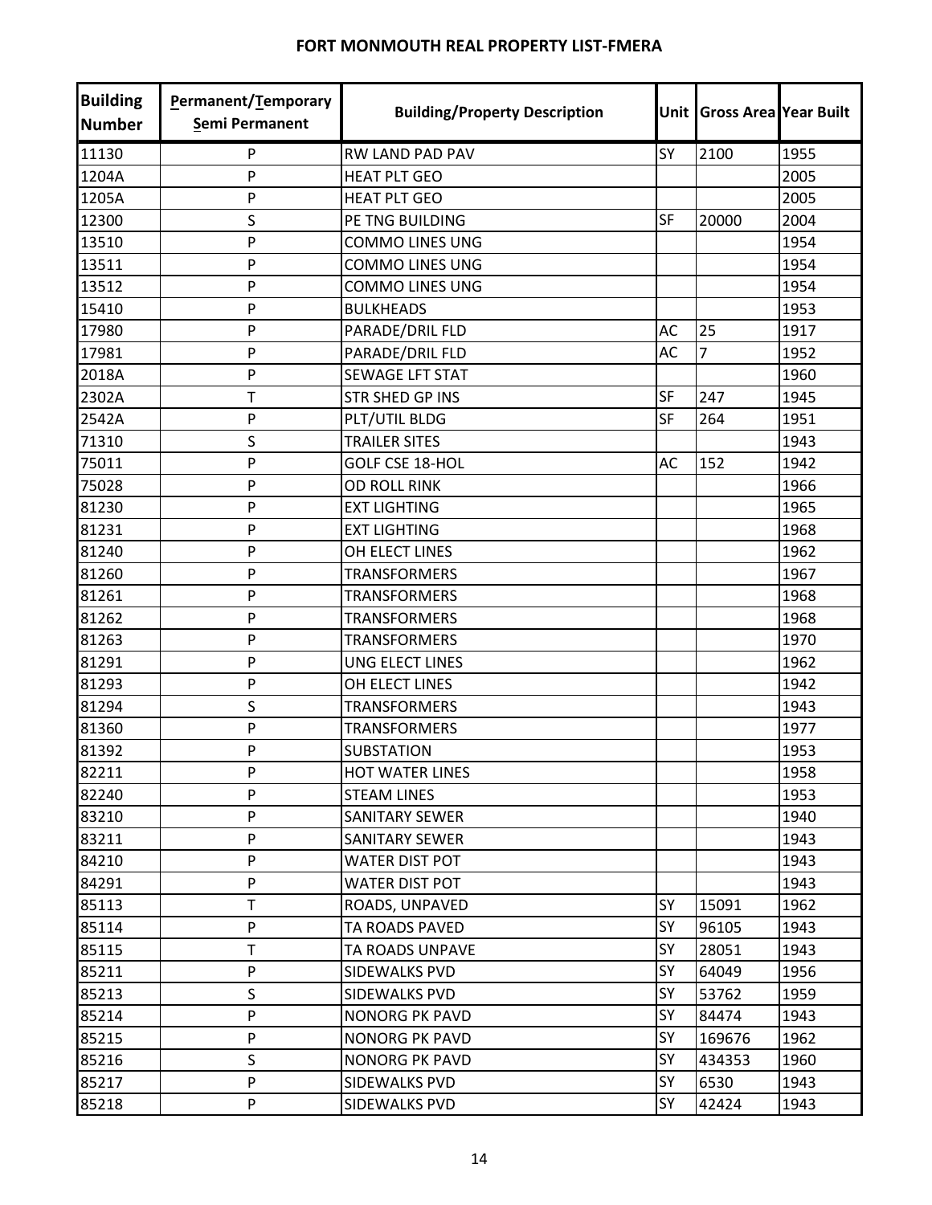# FORT MONMOUTH REAL PROPERTY LIST-FMERA

| Building Number | Permanent/Temporary Semi Permanent | Building/Property Description | Unit | Gross Area | Year Built |
|---|---|---|---|---|---|
| 11130 | P | RW LAND PAD PAV | SY | 2100 | 1955 |
| 1204A | P | HEAT PLT GEO | | | 2005 |
| 1205A | P | HEAT PLT GEO | | | 2005 |
| 12300 | S | PE TNG BUILDING | SF | 20000 | 2004 |
| 13510 | P | COMMO LINES UNG | | | 1954 |
| 13511 | P | COMMO LINES UNG | | | 1954 |
| 13512 | P | COMMO LINES UNG | | | 1954 |
| 15410 | P | BULKHEADS | | | 1953 |
| 17980 | P | PARADE/DRIL FLD | AC | 25 | 1917 |
| 17981 | P | PARADE/DRIL FLD | AC | 7 | 1952 |
| 2018A | P | SEWAGE LFT STAT | | | 1960 |
| 2302A | T | STR SHED GP INS | SF | 247 | 1945 |
| 2542A | P | PLT/UTIL BLDG | SF | 264 | 1951 |
| 71310 | S | TRAILER SITES | | | 1943 |
| 75011 | P | GOLF CSE 18-HOL | AC | 152 | 1942 |
| 75028 | P | OD ROLL RINK | | | 1966 |
| 81230 | P | EXT LIGHTING | | | 1965 |
| 81231 | P | EXT LIGHTING | | | 1968 |
| 81240 | P | OH ELECT LINES | | | 1962 |
| 81260 | P | TRANSFORMERS | | | 1967 |
| 81261 | P | TRANSFORMERS | | | 1968 |
| 81262 | P | TRANSFORMERS | | | 1968 |
| 81263 | P | TRANSFORMERS | | | 1970 |
| 81291 | P | UNG ELECT LINES | | | 1962 |
| 81293 | P | OH ELECT LINES | | | 1942 |
| 81294 | S | TRANSFORMERS | | | 1943 |
| 81360 | P | TRANSFORMERS | | | 1977 |
| 81392 | P | SUBSTATION | | | 1953 |
| 82211 | P | HOT WATER LINES | | | 1958 |
| 82240 | P | STEAM LINES | | | 1953 |
| 83210 | P | SANITARY SEWER | | | 1940 |
| 83211 | P | SANITARY SEWER | | | 1943 |
| 84210 | P | WATER DIST POT | | | 1943 |
| 84291 | P | WATER DIST POT | | | 1943 |
| 85113 | T | ROADS, UNPAVED | SY | 15091 | 1962 |
| 85114 | P | TA ROADS PAVED | SY | 96105 | 1943 |
| 85115 | T | TA ROADS UNPAVE | SY | 28051 | 1943 |
| 85211 | P | SIDEWALKS PVD | SY | 64049 | 1956 |
| 85213 | S | SIDEWALKS PVD | SY | 53762 | 1959 |
| 85214 | P | NONORG PK PAVD | SY | 84474 | 1943 |
| 85215 | P | NONORG PK PAVD | SY | 169676 | 1962 |
| 85216 | S | NONORG PK PAVD | SY | 434353 | 1960 |
| 85217 | P | SIDEWALKS PVD | SY | 6530 | 1943 |
| 85218 | P | SIDEWALKS PVD | SY | 42424 | 1943 |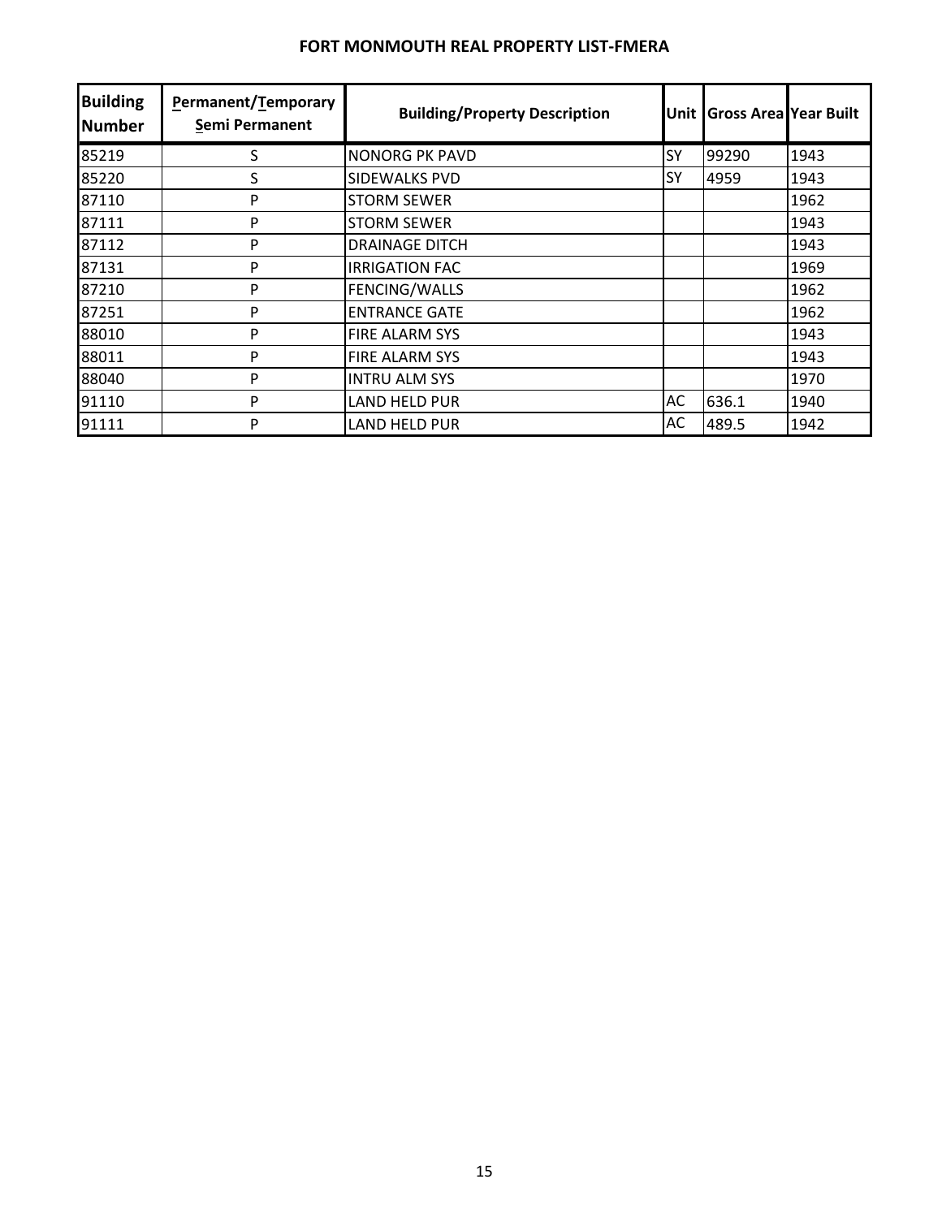## FORT MONMOUTH REAL PROPERTY LIST-FMERA

| Building Number | Permanent/Temporary Semi Permanent | Building/Property Description | Unit | Gross Area | Year Built |
|---|---|---|---|---|---|
| 85219 | S | NONORG PK PAVD | SY | 99290 | 1943 |
| 85220 | S | SIDEWALKS PVD | SY | 4959 | 1943 |
| 87110 | P | STORM SEWER | | | 1962 |
| 87111 | P | STORM SEWER | | | 1943 |
| 87112 | P | DRAINAGE DITCH | | | 1943 |
| 87131 | P | IRRIGATION FAC | | | 1969 |
| 87210 | P | FENCING/WALLS | | | 1962 |
| 87251 | P | ENTRANCE GATE | | | 1962 |
| 88010 | P | FIRE ALARM SYS | | | 1943 |
| 88011 | P | FIRE ALARM SYS | | | 1943 |
| 88040 | P | INTRU ALM SYS | | | 1970 |
| 91110 | P | LAND HELD PUR | AC | 636.1 | 1940 |
| 91111 | P | LAND HELD PUR | AC | 489.5 | 1942 |